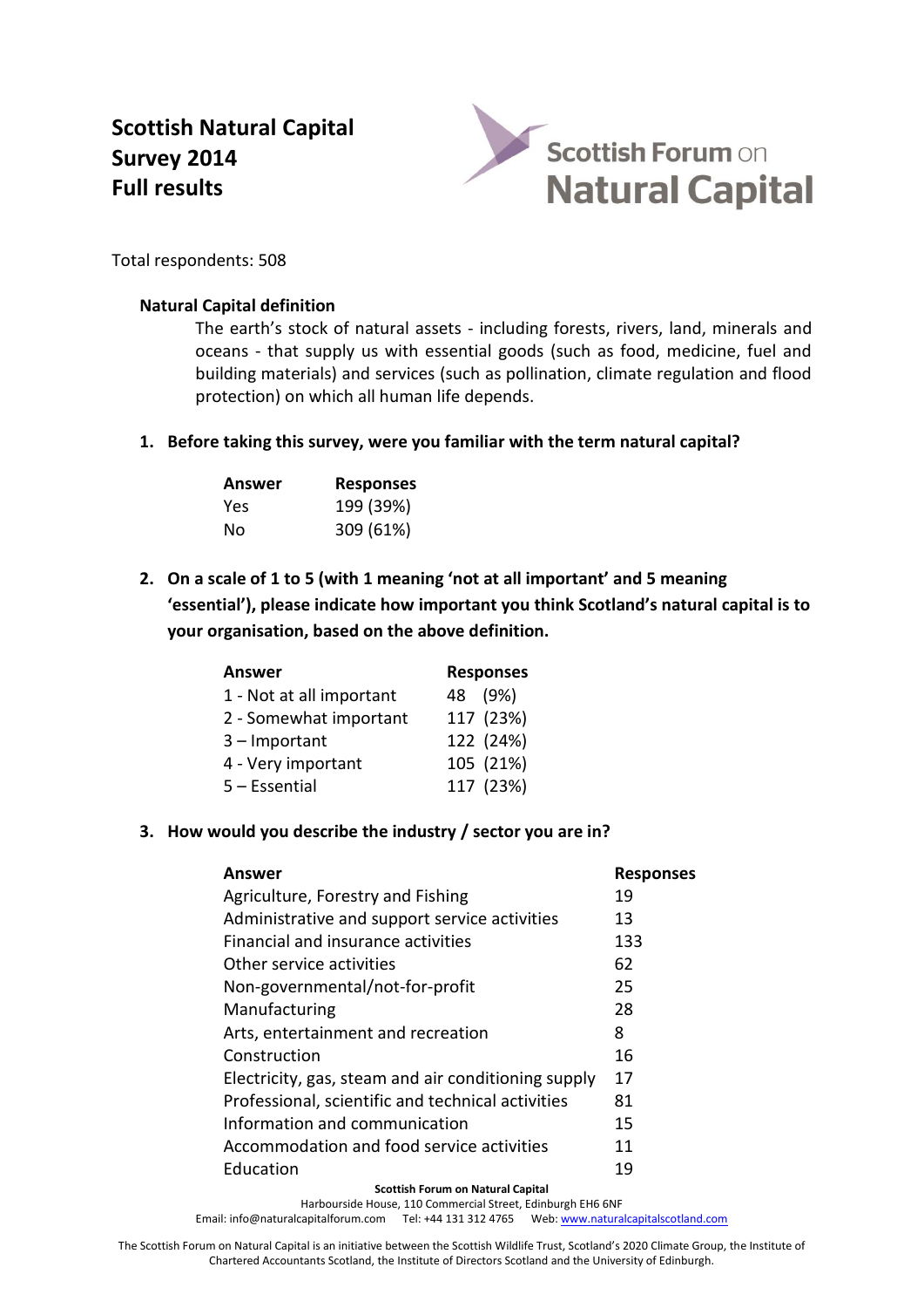# Scottish Natural Capital Survey 2014 Full results

Scottish Forum on Natural Capital

Total respondents: 508

**Natural Capital definition**

The earth's stock of natural assets - including forests, rivers, land, minerals and oceans - that supply us with essential goods (such as food, medicine, fuel and building materials) and services (such as pollination, climate regulation and flood protection) on which all human life depends.

**1. Before taking this survey, were you familiar with the term natural capital?**

| Answer | Responses |
|---|---|
| Yes | 199 (39%) |
| No | 309 (61%) |

**2. On a scale of 1 to 5 (with 1 meaning 'not at all important' and 5 meaning 'essential'), please indicate how important you think Scotland's natural capital is to your organisation, based on the above definition.**

| Answer | Responses |
|---|---|
| 1 - Not at all important | 48 (9%) |
| 2 - Somewhat important | 117 (23%) |
| 3 – Important | 122 (24%) |
| 4 - Very important | 105 (21%) |
| 5 – Essential | 117 (23%) |

**3. How would you describe the industry / sector you are in?**

| Answer | Responses |
|---|---|
| Agriculture, Forestry and Fishing | 19 |
| Administrative and support service activities | 13 |
| Financial and insurance activities | 133 |
| Other service activities | 62 |
| Non-governmental/not-for-profit | 25 |
| Manufacturing | 28 |
| Arts, entertainment and recreation | 8 |
| Construction | 16 |
| Electricity, gas, steam and air conditioning supply | 17 |
| Professional, scientific and technical activities | 81 |
| Information and communication | 15 |
| Accommodation and food service activities | 11 |
| Education | 19 |

**Scottish Forum on Natural Capital**
Harbourside House, 110 Commercial Street, Edinburgh EH6 6NF
Email: info@naturalcapitalforum.com Tel: +44 131 312 4765 Web: www.naturalcapitalscotland.com

The Scottish Forum on Natural Capital is an initiative between the Scottish Wildlife Trust, Scotland's 2020 Climate Group, the Institute of Chartered Accountants Scotland, the Institute of Directors Scotland and the University of Edinburgh.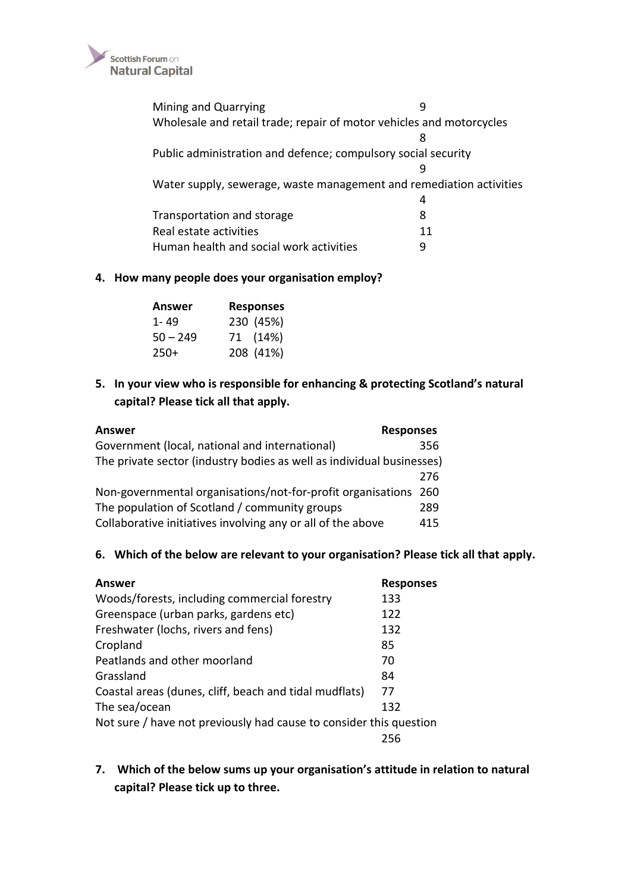| | |
|---|---|
| Mining and Quarrying | 9 |
| Wholesale and retail trade; repair of motor vehicles and motorcycles | 8 |
| Public administration and defence; compulsory social security | 9 |
| Water supply, sewerage, waste management and remediation activities | 4 |
| Transportation and storage | 8 |
| Real estate activities | 11 |
| Human health and social work activities | 9 |

**4. How many people does your organisation employ?**

| Answer | Responses |
|---|---|
| 1- 49 | 230 (45%) |
| 50 – 249 | 71 (14%) |
| 250+ | 208 (41%) |

**5. In your view who is responsible for enhancing & protecting Scotland's natural capital? Please tick all that apply.**

| Answer | Responses |
|---|---|
| Government (local, national and international) | 356 |
| The private sector (industry bodies as well as individual businesses) | 276 |
| Non-governmental organisations/not-for-profit organisations | 260 |
| The population of Scotland / community groups | 289 |
| Collaborative initiatives involving any or all of the above | 415 |

**6. Which of the below are relevant to your organisation? Please tick all that apply.**

| Answer | Responses |
|---|---|
| Woods/forests, including commercial forestry | 133 |
| Greenspace (urban parks, gardens etc) | 122 |
| Freshwater (lochs, rivers and fens) | 132 |
| Cropland | 85 |
| Peatlands and other moorland | 70 |
| Grassland | 84 |
| Coastal areas (dunes, cliff, beach and tidal mudflats) | 77 |
| The sea/ocean | 132 |
| Not sure / have not previously had cause to consider this question | 256 |

**7. Which of the below sums up your organisation's attitude in relation to natural capital? Please tick up to three.**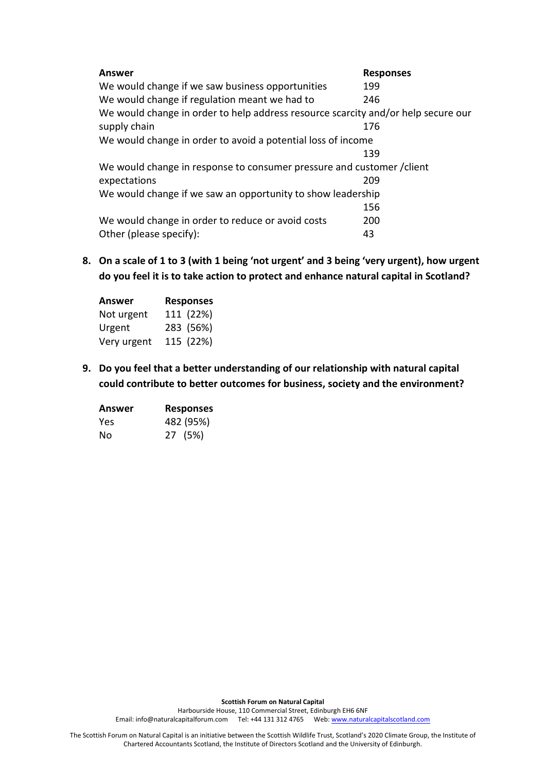| Answer | Responses |
|---|---|
| We would change if we saw business opportunities | 199 |
| We would change if regulation meant we had to | 246 |
| We would change in order to help address resource scarcity and/or help secure our supply chain | 176 |
| We would change in order to avoid a potential loss of income | 139 |
| We would change in response to consumer pressure and customer /client expectations | 209 |
| We would change if we saw an opportunity to show leadership | 156 |
| We would change in order to reduce or avoid costs | 200 |
| Other (please specify): | 43 |

8. **On a scale of 1 to 3 (with 1 being 'not urgent' and 3 being 'very urgent), how urgent do you feel it is to take action to protect and enhance natural capital in Scotland?**

| Answer | Responses |
|---|---|
| Not urgent | 111 (22%) |
| Urgent | 283 (56%) |
| Very urgent | 115 (22%) |

9. **Do you feel that a better understanding of our relationship with natural capital could contribute to better outcomes for business, society and the environment?**

| Answer | Responses |
|---|---|
| Yes | 482 (95%) |
| No | 27 (5%) |

**Scottish Forum on Natural Capital**
Harbourside House, 110 Commercial Street, Edinburgh EH6 6NF
Email: info@naturalcapitalforum.com Tel: +44 131 312 4765 Web: www.naturalcapitalscotland.com

The Scottish Forum on Natural Capital is an initiative between the Scottish Wildlife Trust, Scotland's 2020 Climate Group, the Institute of Chartered Accountants Scotland, the Institute of Directors Scotland and the University of Edinburgh.